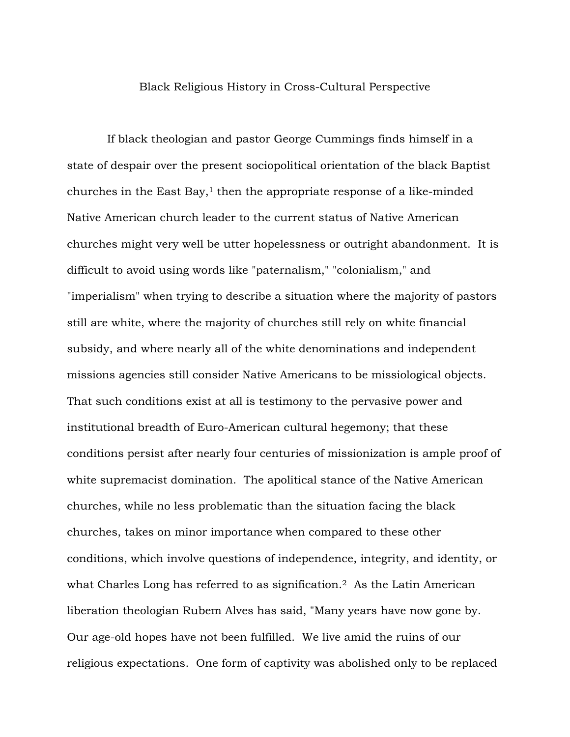# Black Religious History in Cross-Cultural Perspective

If black theologian and pastor George Cummings finds himself in a state of despair over the present sociopolitical orientation of the black Baptist churches in the East Bay,[1] then the appropriate response of a like-minded Native American church leader to the current status of Native American churches might very well be utter hopelessness or outright abandonment. It is difficult to avoid using words like "paternalism," "colonialism," and "imperialism" when trying to describe a situation where the majority of pastors still are white, where the majority of churches still rely on white financial subsidy, and where nearly all of the white denominations and independent missions agencies still consider Native Americans to be missiological objects. That such conditions exist at all is testimony to the pervasive power and institutional breadth of Euro-American cultural hegemony; that these conditions persist after nearly four centuries of missionization is ample proof of white supremacist domination. The apolitical stance of the Native American churches, while no less problematic than the situation facing the black churches, takes on minor importance when compared to these other conditions, which involve questions of independence, integrity, and identity, or what Charles Long has referred to as signification.[2] As the Latin American liberation theologian Rubem Alves has said, "Many years have now gone by. Our age-old hopes have not been fulfilled. We live amid the ruins of our religious expectations. One form of captivity was abolished only to be replaced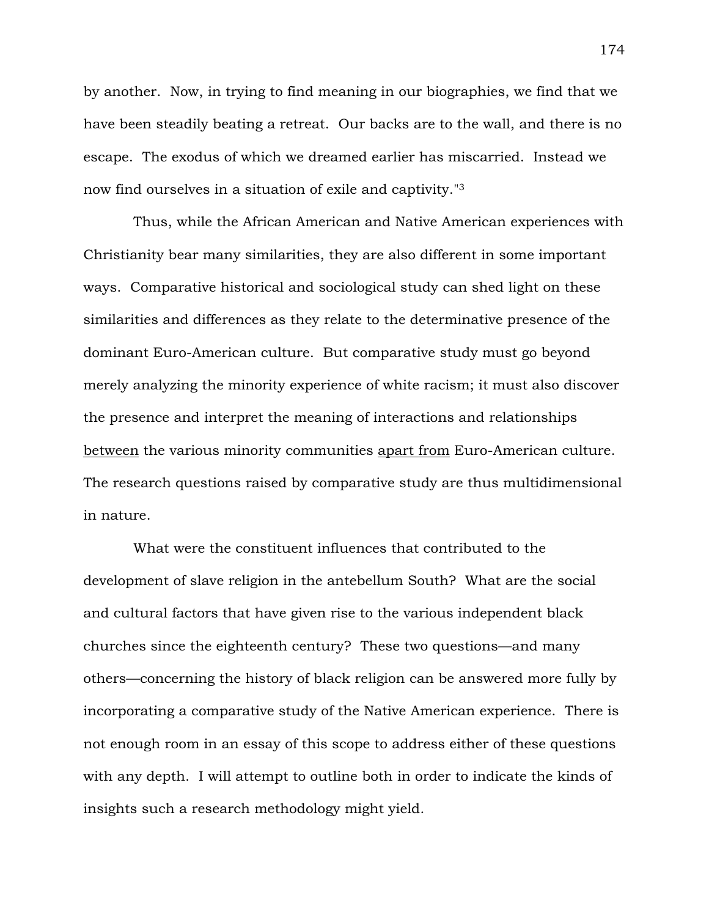by another. Now, in trying to find meaning in our biographies, we find that we have been steadily beating a retreat. Our backs are to the wall, and there is no escape. The exodus of which we dreamed earlier has miscarried. Instead we now find ourselves in a situation of exile and captivity."[3]

Thus, while the African American and Native American experiences with Christianity bear many similarities, they are also different in some important ways. Comparative historical and sociological study can shed light on these similarities and differences as they relate to the determinative presence of the dominant Euro-American culture. But comparative study must go beyond merely analyzing the minority experience of white racism; it must also discover the presence and interpret the meaning of interactions and relationships <u>between</u> the various minority communities <u>apart from</u> Euro-American culture. The research questions raised by comparative study are thus multidimensional in nature.

What were the constituent influences that contributed to the development of slave religion in the antebellum South? What are the social and cultural factors that have given rise to the various independent black churches since the eighteenth century? These two questions—and many others—concerning the history of black religion can be answered more fully by incorporating a comparative study of the Native American experience. There is not enough room in an essay of this scope to address either of these questions with any depth. I will attempt to outline both in order to indicate the kinds of insights such a research methodology might yield.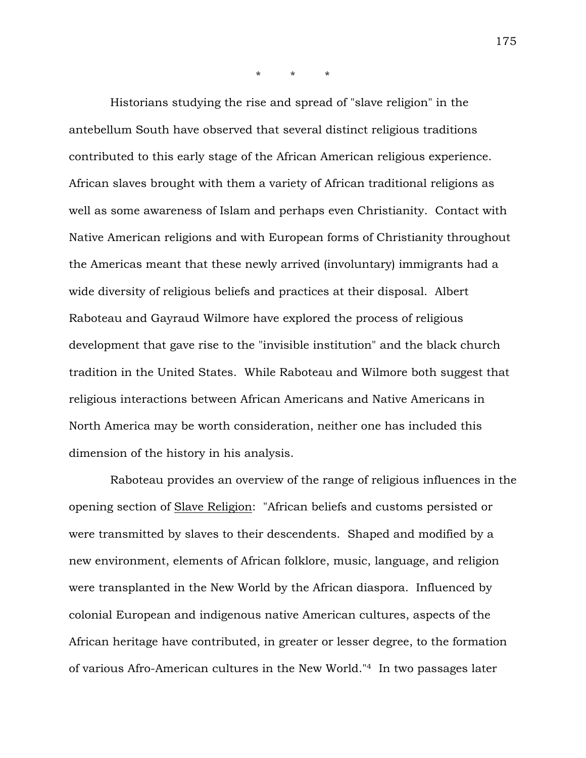\*          \*          \*

Historians studying the rise and spread of "slave religion" in the antebellum South have observed that several distinct religious traditions contributed to this early stage of the African American religious experience. African slaves brought with them a variety of African traditional religions as well as some awareness of Islam and perhaps even Christianity. Contact with Native American religions and with European forms of Christianity throughout the Americas meant that these newly arrived (involuntary) immigrants had a wide diversity of religious beliefs and practices at their disposal. Albert Raboteau and Gayraud Wilmore have explored the process of religious development that gave rise to the "invisible institution" and the black church tradition in the United States. While Raboteau and Wilmore both suggest that religious interactions between African Americans and Native Americans in North America may be worth consideration, neither one has included this dimension of the history in his analysis.

Raboteau provides an overview of the range of religious influences in the opening section of Slave Religion: "African beliefs and customs persisted or were transmitted by slaves to their descendents. Shaped and modified by a new environment, elements of African folklore, music, language, and religion were transplanted in the New World by the African diaspora. Influenced by colonial European and indigenous native American cultures, aspects of the African heritage have contributed, in greater or lesser degree, to the formation of various Afro-American cultures in the New World."[4] In two passages later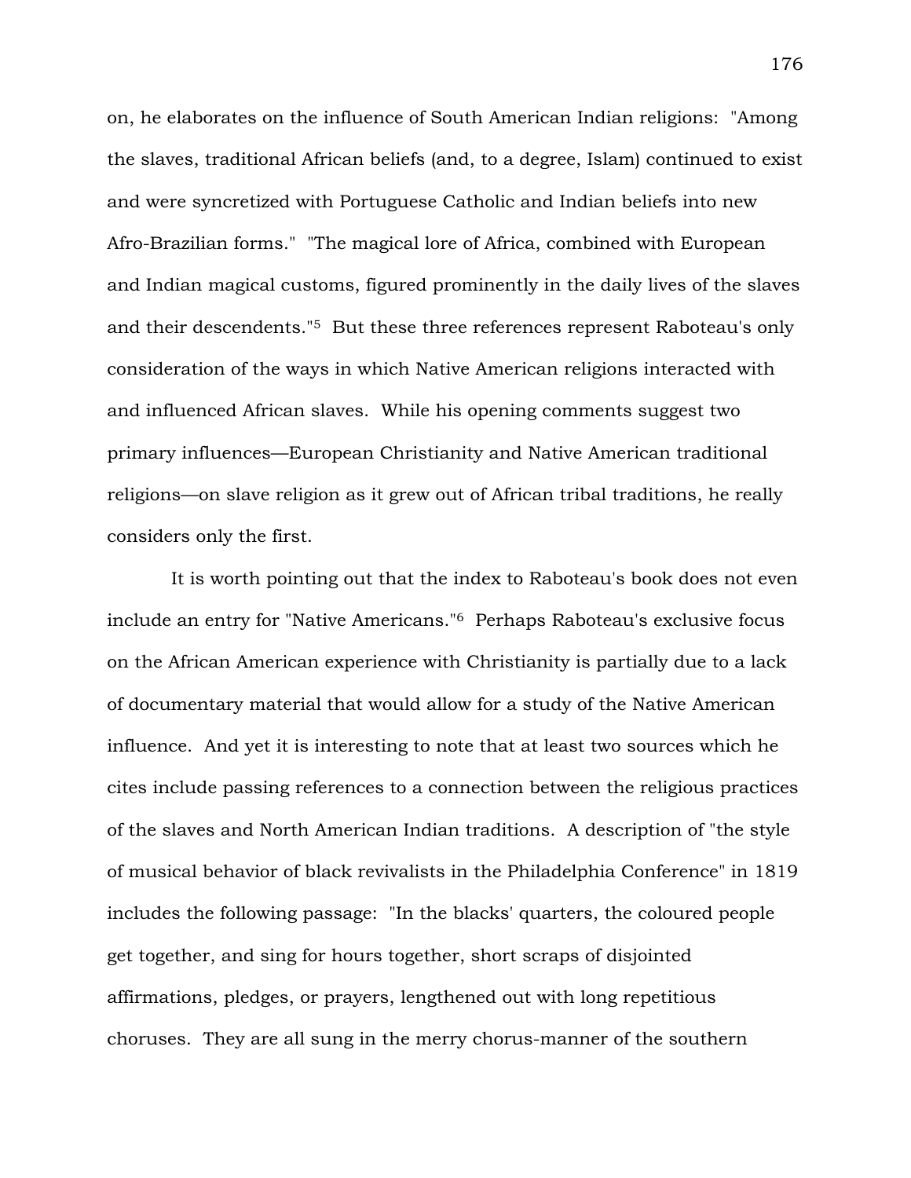on, he elaborates on the influence of South American Indian religions: "Among the slaves, traditional African beliefs (and, to a degree, Islam) continued to exist and were syncretized with Portuguese Catholic and Indian beliefs into new Afro-Brazilian forms." "The magical lore of Africa, combined with European and Indian magical customs, figured prominently in the daily lives of the slaves and their descendents."[5] But these three references represent Raboteau's only consideration of the ways in which Native American religions interacted with and influenced African slaves. While his opening comments suggest two primary influences—European Christianity and Native American traditional religions—on slave religion as it grew out of African tribal traditions, he really considers only the first.

It is worth pointing out that the index to Raboteau's book does not even include an entry for "Native Americans."[6] Perhaps Raboteau's exclusive focus on the African American experience with Christianity is partially due to a lack of documentary material that would allow for a study of the Native American influence. And yet it is interesting to note that at least two sources which he cites include passing references to a connection between the religious practices of the slaves and North American Indian traditions. A description of "the style of musical behavior of black revivalists in the Philadelphia Conference" in 1819 includes the following passage: "In the blacks' quarters, the coloured people get together, and sing for hours together, short scraps of disjointed affirmations, pledges, or prayers, lengthened out with long repetitious choruses. They are all sung in the merry chorus-manner of the southern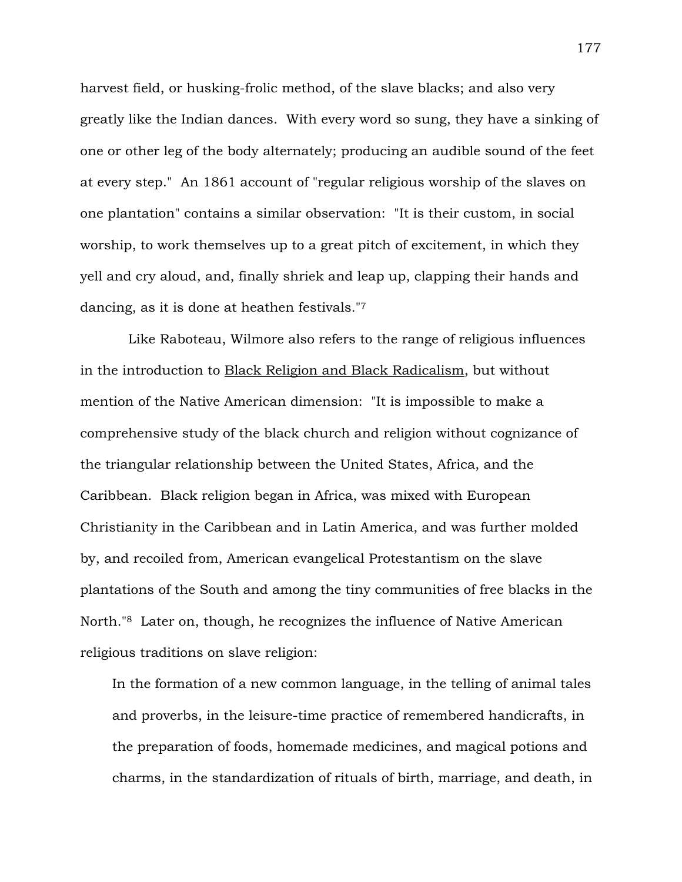harvest field, or husking-frolic method, of the slave blacks; and also very greatly like the Indian dances. With every word so sung, they have a sinking of one or other leg of the body alternately; producing an audible sound of the feet at every step." An 1861 account of "regular religious worship of the slaves on one plantation" contains a similar observation: "It is their custom, in social worship, to work themselves up to a great pitch of excitement, in which they yell and cry aloud, and, finally shriek and leap up, clapping their hands and dancing, as it is done at heathen festivals."[7]

Like Raboteau, Wilmore also refers to the range of religious influences in the introduction to <u>Black Religion and Black Radicalism</u>, but without mention of the Native American dimension: "It is impossible to make a comprehensive study of the black church and religion without cognizance of the triangular relationship between the United States, Africa, and the Caribbean. Black religion began in Africa, was mixed with European Christianity in the Caribbean and in Latin America, and was further molded by, and recoiled from, American evangelical Protestantism on the slave plantations of the South and among the tiny communities of free blacks in the North."[8] Later on, though, he recognizes the influence of Native American religious traditions on slave religion:

> In the formation of a new common language, in the telling of animal tales and proverbs, in the leisure-time practice of remembered handicrafts, in the preparation of foods, homemade medicines, and magical potions and charms, in the standardization of rituals of birth, marriage, and death, in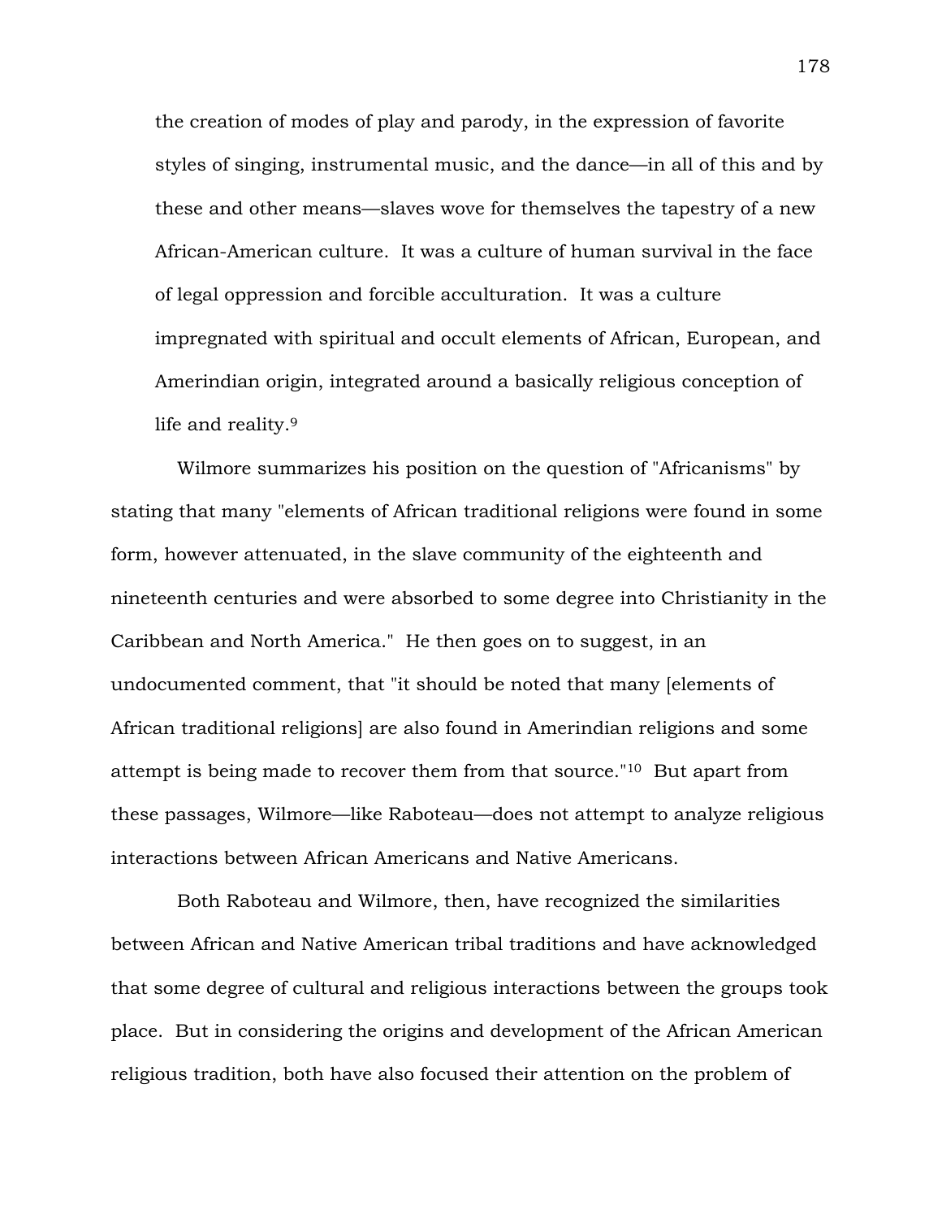the creation of modes of play and parody, in the expression of favorite styles of singing, instrumental music, and the dance—in all of this and by these and other means—slaves wove for themselves the tapestry of a new African-American culture. It was a culture of human survival in the face of legal oppression and forcible acculturation. It was a culture impregnated with spiritual and occult elements of African, European, and Amerindian origin, integrated around a basically religious conception of life and reality.[9]

Wilmore summarizes his position on the question of "Africanisms" by stating that many "elements of African traditional religions were found in some form, however attenuated, in the slave community of the eighteenth and nineteenth centuries and were absorbed to some degree into Christianity in the Caribbean and North America." He then goes on to suggest, in an undocumented comment, that "it should be noted that many [elements of African traditional religions] are also found in Amerindian religions and some attempt is being made to recover them from that source."[10] But apart from these passages, Wilmore—like Raboteau—does not attempt to analyze religious interactions between African Americans and Native Americans.

Both Raboteau and Wilmore, then, have recognized the similarities between African and Native American tribal traditions and have acknowledged that some degree of cultural and religious interactions between the groups took place. But in considering the origins and development of the African American religious tradition, both have also focused their attention on the problem of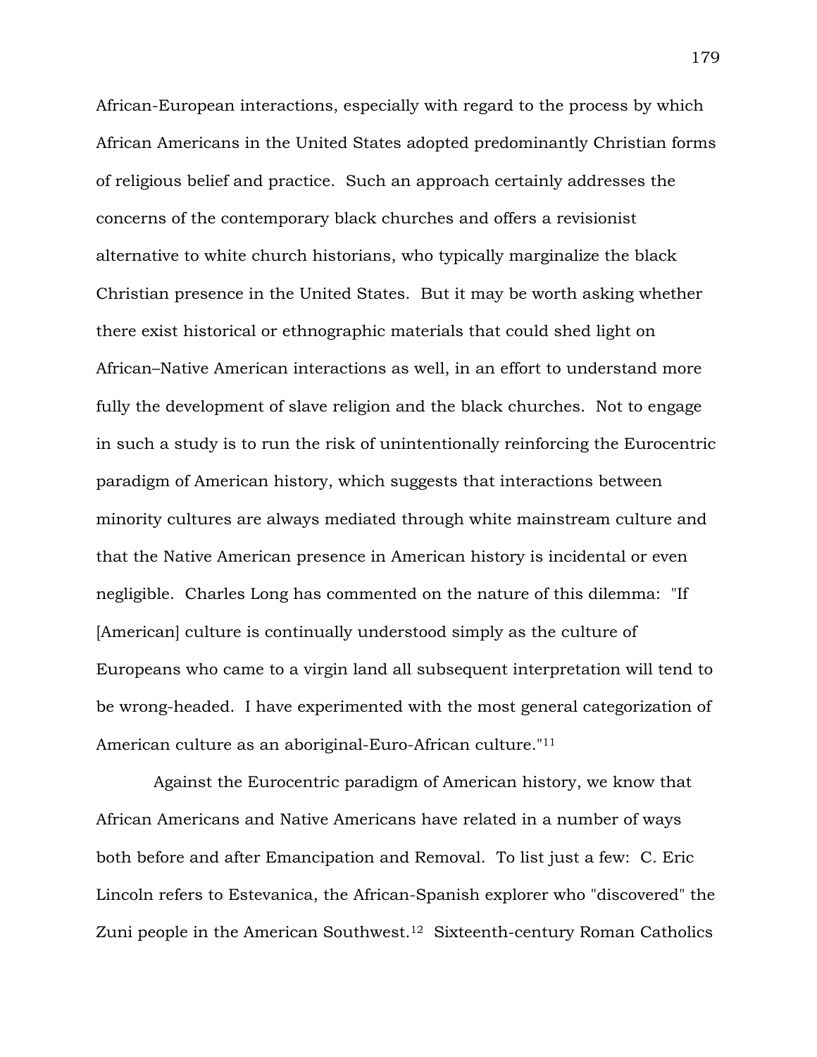African-European interactions, especially with regard to the process by which African Americans in the United States adopted predominantly Christian forms of religious belief and practice. Such an approach certainly addresses the concerns of the contemporary black churches and offers a revisionist alternative to white church historians, who typically marginalize the black Christian presence in the United States. But it may be worth asking whether there exist historical or ethnographic materials that could shed light on African–Native American interactions as well, in an effort to understand more fully the development of slave religion and the black churches. Not to engage in such a study is to run the risk of unintentionally reinforcing the Eurocentric paradigm of American history, which suggests that interactions between minority cultures are always mediated through white mainstream culture and that the Native American presence in American history is incidental or even negligible. Charles Long has commented on the nature of this dilemma: "If [American] culture is continually understood simply as the culture of Europeans who came to a virgin land all subsequent interpretation will tend to be wrong-headed. I have experimented with the most general categorization of American culture as an aboriginal-Euro-African culture."[11]

Against the Eurocentric paradigm of American history, we know that African Americans and Native Americans have related in a number of ways both before and after Emancipation and Removal. To list just a few: C. Eric Lincoln refers to Estevanica, the African-Spanish explorer who "discovered" the Zuni people in the American Southwest.[12] Sixteenth-century Roman Catholics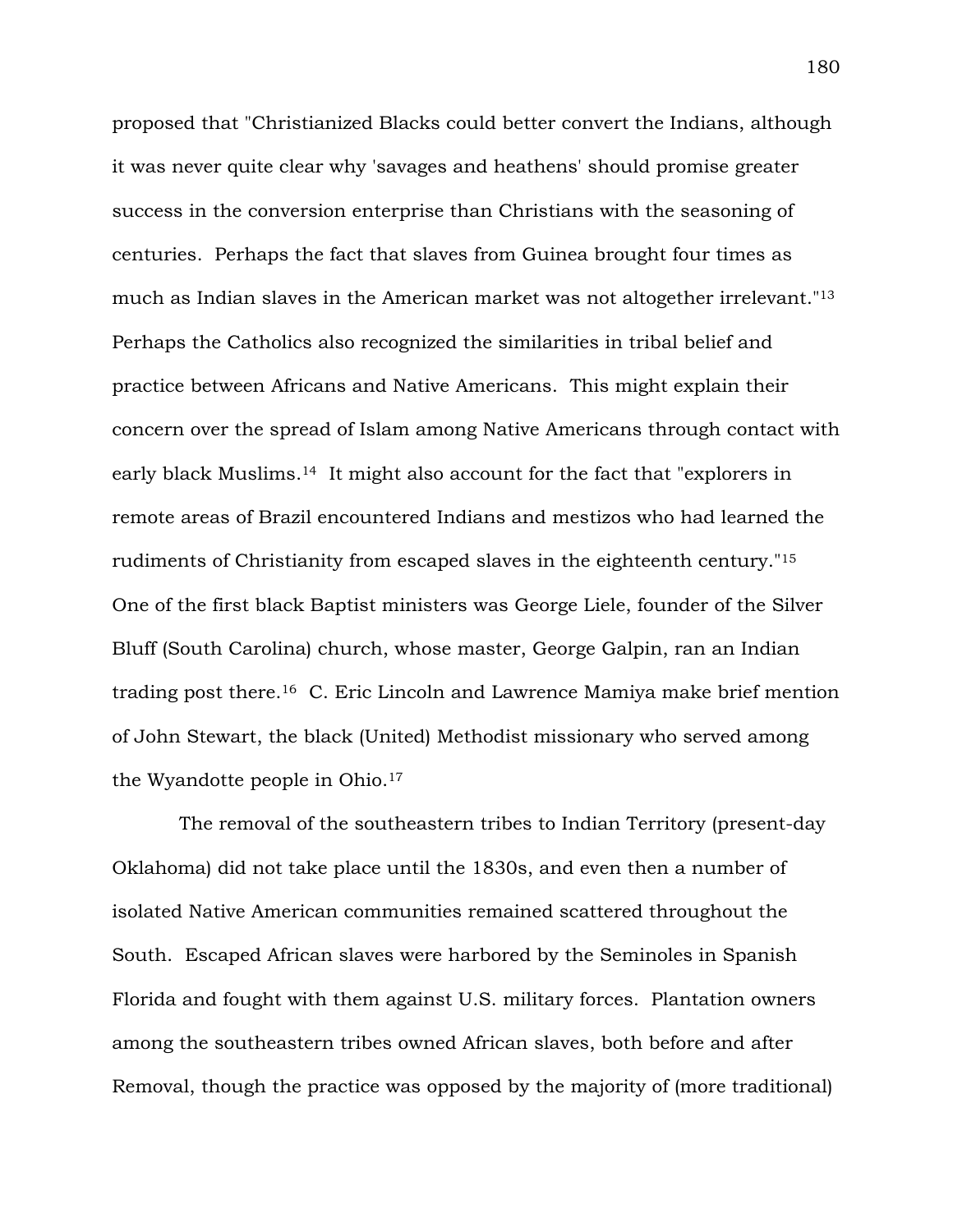proposed that "Christianized Blacks could better convert the Indians, although it was never quite clear why 'savages and heathens' should promise greater success in the conversion enterprise than Christians with the seasoning of centuries. Perhaps the fact that slaves from Guinea brought four times as much as Indian slaves in the American market was not altogether irrelevant."[13] Perhaps the Catholics also recognized the similarities in tribal belief and practice between Africans and Native Americans. This might explain their concern over the spread of Islam among Native Americans through contact with early black Muslims.[14] It might also account for the fact that "explorers in remote areas of Brazil encountered Indians and mestizos who had learned the rudiments of Christianity from escaped slaves in the eighteenth century."[15] One of the first black Baptist ministers was George Liele, founder of the Silver Bluff (South Carolina) church, whose master, George Galpin, ran an Indian trading post there.[16] C. Eric Lincoln and Lawrence Mamiya make brief mention of John Stewart, the black (United) Methodist missionary who served among the Wyandotte people in Ohio.[17]

The removal of the southeastern tribes to Indian Territory (present-day Oklahoma) did not take place until the 1830s, and even then a number of isolated Native American communities remained scattered throughout the South. Escaped African slaves were harbored by the Seminoles in Spanish Florida and fought with them against U.S. military forces. Plantation owners among the southeastern tribes owned African slaves, both before and after Removal, though the practice was opposed by the majority of (more traditional)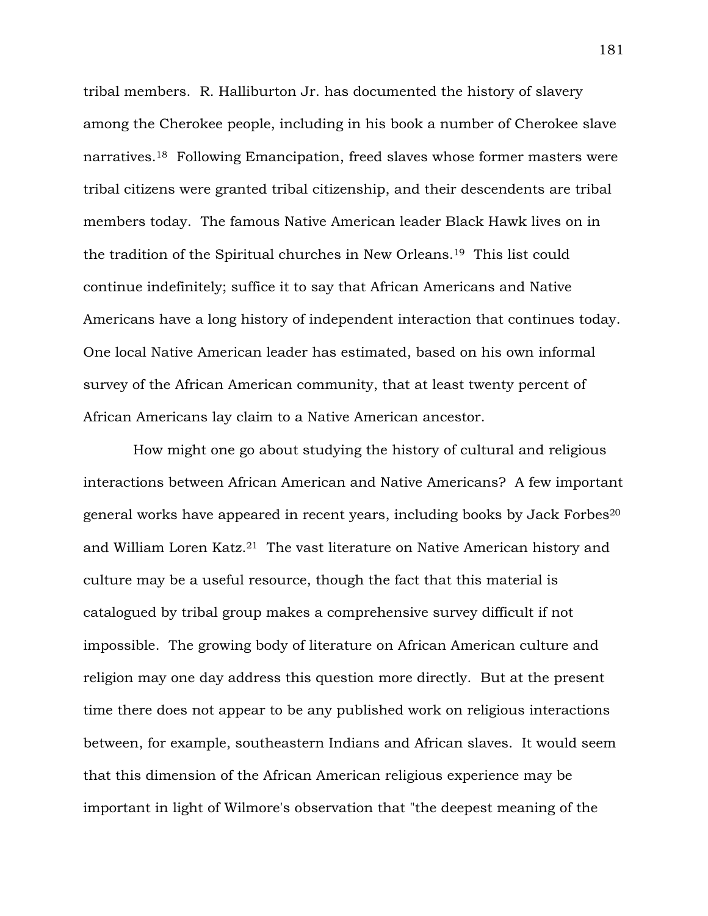tribal members. R. Halliburton Jr. has documented the history of slavery among the Cherokee people, including in his book a number of Cherokee slave narratives.[18] Following Emancipation, freed slaves whose former masters were tribal citizens were granted tribal citizenship, and their descendents are tribal members today. The famous Native American leader Black Hawk lives on in the tradition of the Spiritual churches in New Orleans.[19] This list could continue indefinitely; suffice it to say that African Americans and Native Americans have a long history of independent interaction that continues today. One local Native American leader has estimated, based on his own informal survey of the African American community, that at least twenty percent of African Americans lay claim to a Native American ancestor.

How might one go about studying the history of cultural and religious interactions between African American and Native Americans? A few important general works have appeared in recent years, including books by Jack Forbes[20] and William Loren Katz.[21] The vast literature on Native American history and culture may be a useful resource, though the fact that this material is catalogued by tribal group makes a comprehensive survey difficult if not impossible. The growing body of literature on African American culture and religion may one day address this question more directly. But at the present time there does not appear to be any published work on religious interactions between, for example, southeastern Indians and African slaves. It would seem that this dimension of the African American religious experience may be important in light of Wilmore's observation that "the deepest meaning of the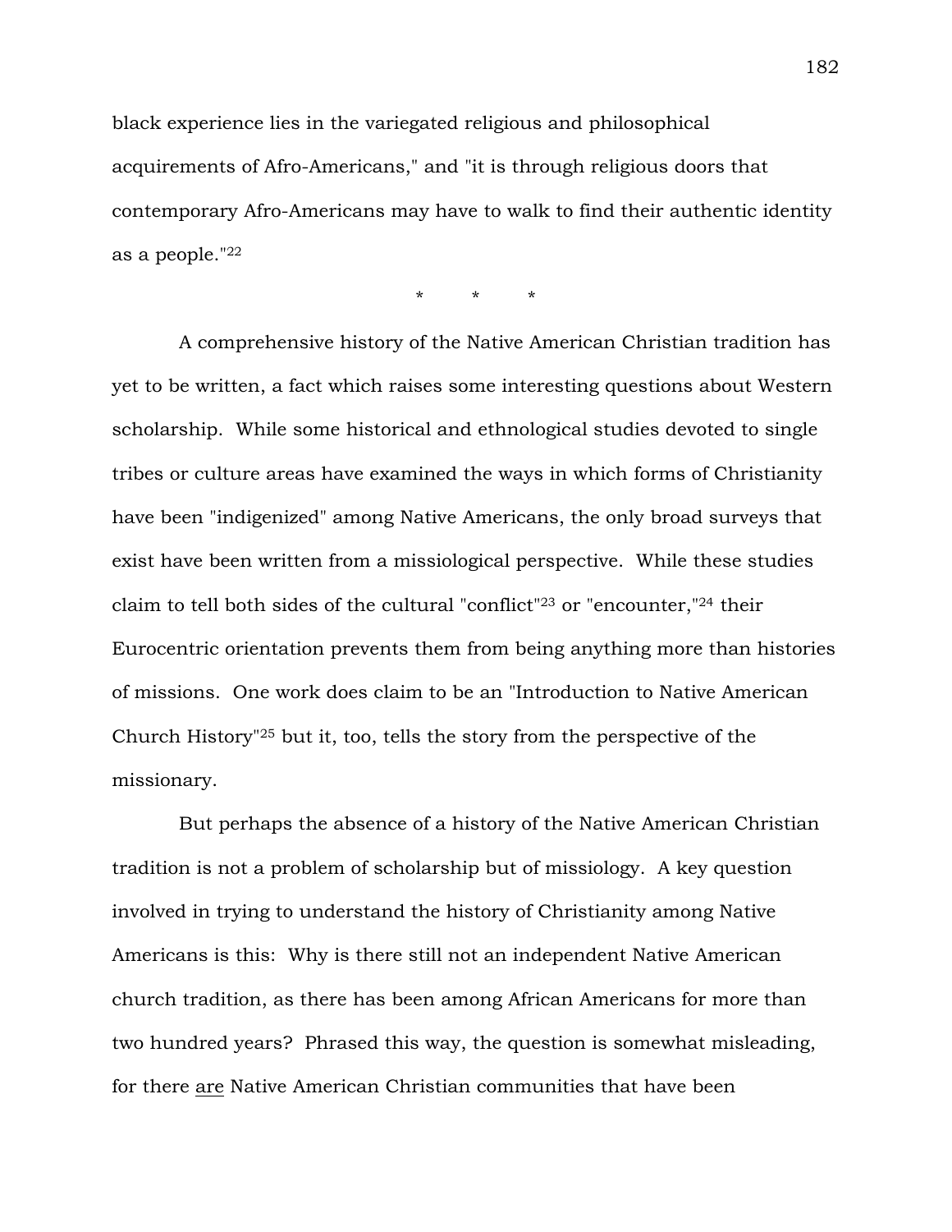black experience lies in the variegated religious and philosophical acquirements of Afro-Americans," and "it is through religious doors that contemporary Afro-Americans may have to walk to find their authentic identity as a people."[22]

\* \* \*

A comprehensive history of the Native American Christian tradition has yet to be written, a fact which raises some interesting questions about Western scholarship. While some historical and ethnological studies devoted to single tribes or culture areas have examined the ways in which forms of Christianity have been "indigenized" among Native Americans, the only broad surveys that exist have been written from a missiological perspective. While these studies claim to tell both sides of the cultural "conflict"[23] or "encounter,"[24] their Eurocentric orientation prevents them from being anything more than histories of missions. One work does claim to be an "Introduction to Native American Church History"[25] but it, too, tells the story from the perspective of the missionary.

But perhaps the absence of a history of the Native American Christian tradition is not a problem of scholarship but of missiology. A key question involved in trying to understand the history of Christianity among Native Americans is this: Why is there still not an independent Native American church tradition, as there has been among African Americans for more than two hundred years? Phrased this way, the question is somewhat misleading, for there <u>are</u> Native American Christian communities that have been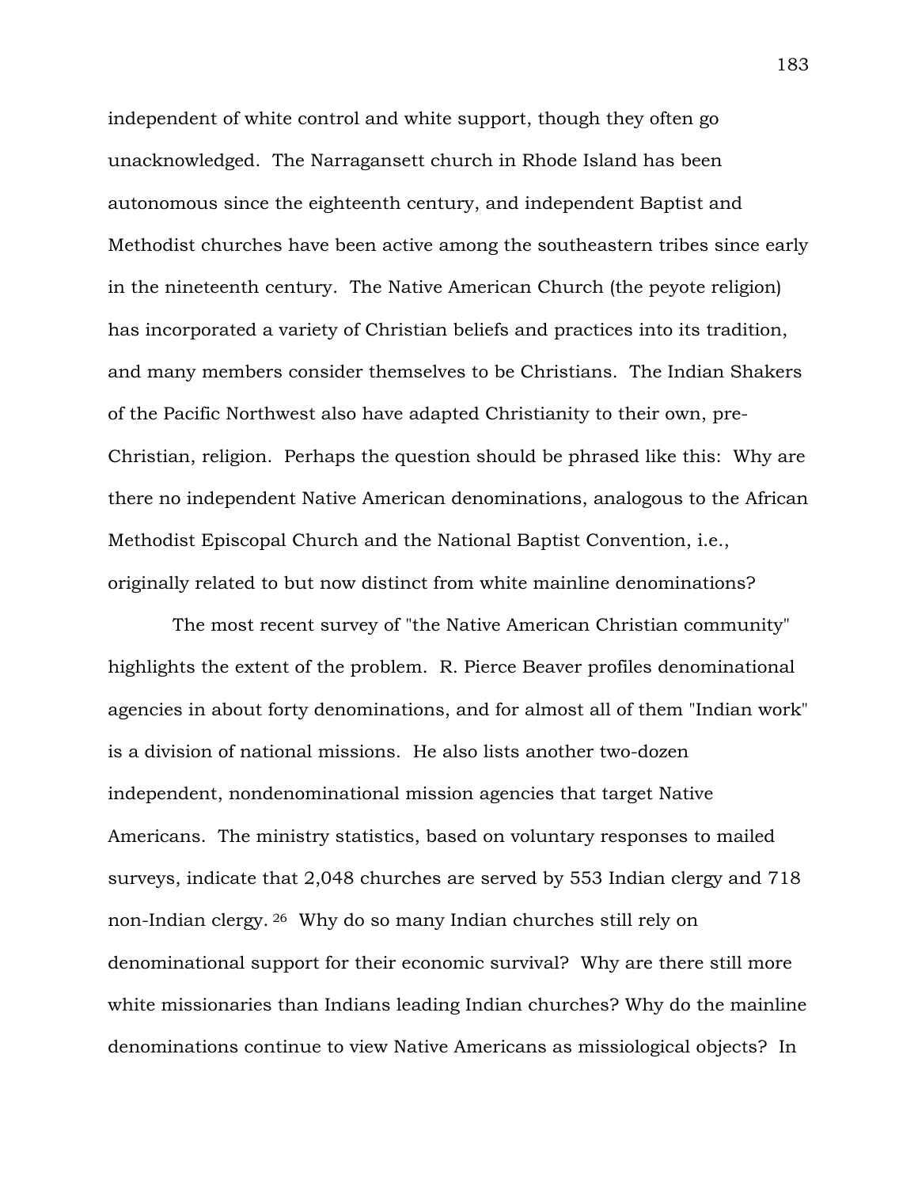independent of white control and white support, though they often go unacknowledged. The Narragansett church in Rhode Island has been autonomous since the eighteenth century, and independent Baptist and Methodist churches have been active among the southeastern tribes since early in the nineteenth century. The Native American Church (the peyote religion) has incorporated a variety of Christian beliefs and practices into its tradition, and many members consider themselves to be Christians. The Indian Shakers of the Pacific Northwest also have adapted Christianity to their own, pre-Christian, religion. Perhaps the question should be phrased like this: Why are there no independent Native American denominations, analogous to the African Methodist Episcopal Church and the National Baptist Convention, i.e., originally related to but now distinct from white mainline denominations?

The most recent survey of "the Native American Christian community" highlights the extent of the problem. R. Pierce Beaver profiles denominational agencies in about forty denominations, and for almost all of them "Indian work" is a division of national missions. He also lists another two-dozen independent, nondenominational mission agencies that target Native Americans. The ministry statistics, based on voluntary responses to mailed surveys, indicate that 2,048 churches are served by 553 Indian clergy and 718 non-Indian clergy. [26] Why do so many Indian churches still rely on denominational support for their economic survival? Why are there still more white missionaries than Indians leading Indian churches? Why do the mainline denominations continue to view Native Americans as missiological objects? In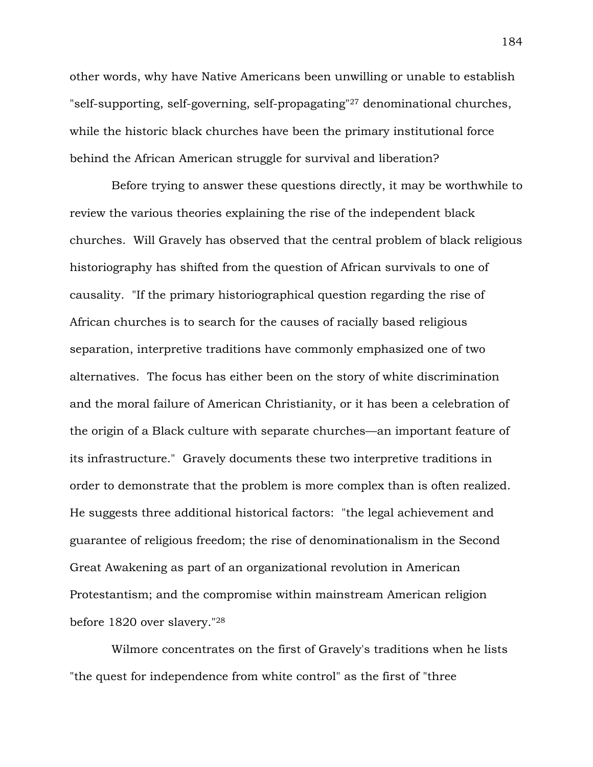other words, why have Native Americans been unwilling or unable to establish "self-supporting, self-governing, self-propagating"[27] denominational churches, while the historic black churches have been the primary institutional force behind the African American struggle for survival and liberation?

Before trying to answer these questions directly, it may be worthwhile to review the various theories explaining the rise of the independent black churches. Will Gravely has observed that the central problem of black religious historiography has shifted from the question of African survivals to one of causality. "If the primary historiographical question regarding the rise of African churches is to search for the causes of racially based religious separation, interpretive traditions have commonly emphasized one of two alternatives. The focus has either been on the story of white discrimination and the moral failure of American Christianity, or it has been a celebration of the origin of a Black culture with separate churches—an important feature of its infrastructure." Gravely documents these two interpretive traditions in order to demonstrate that the problem is more complex than is often realized. He suggests three additional historical factors: "the legal achievement and guarantee of religious freedom; the rise of denominationalism in the Second Great Awakening as part of an organizational revolution in American Protestantism; and the compromise within mainstream American religion before 1820 over slavery."[28]

Wilmore concentrates on the first of Gravely's traditions when he lists "the quest for independence from white control" as the first of "three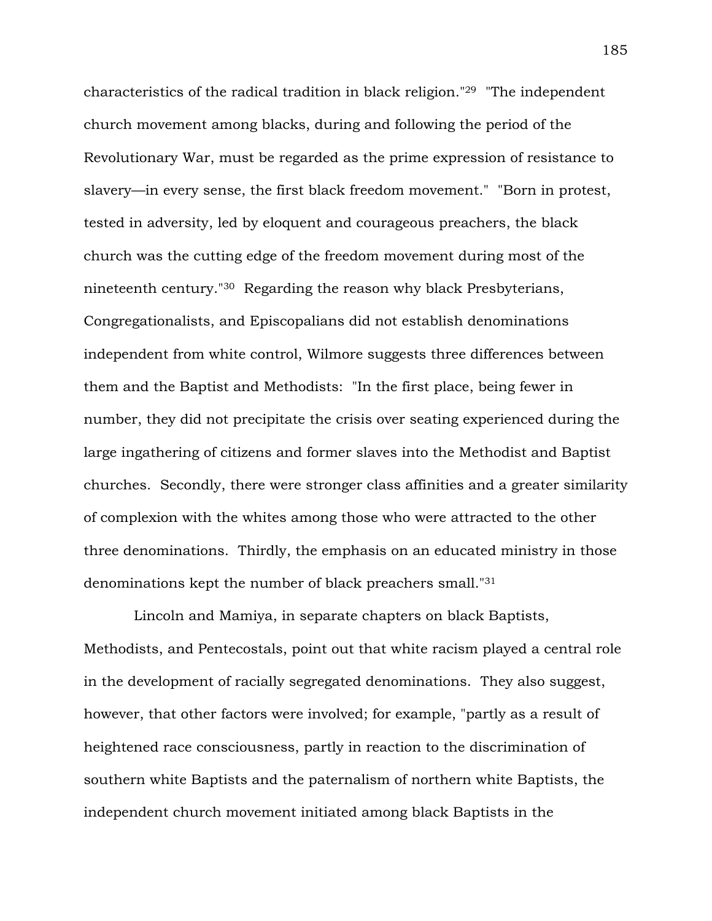characteristics of the radical tradition in black religion."[29] "The independent church movement among blacks, during and following the period of the Revolutionary War, must be regarded as the prime expression of resistance to slavery—in every sense, the first black freedom movement." "Born in protest, tested in adversity, led by eloquent and courageous preachers, the black church was the cutting edge of the freedom movement during most of the nineteenth century."[30] Regarding the reason why black Presbyterians, Congregationalists, and Episcopalians did not establish denominations independent from white control, Wilmore suggests three differences between them and the Baptist and Methodists: "In the first place, being fewer in number, they did not precipitate the crisis over seating experienced during the large ingathering of citizens and former slaves into the Methodist and Baptist churches. Secondly, there were stronger class affinities and a greater similarity of complexion with the whites among those who were attracted to the other three denominations. Thirdly, the emphasis on an educated ministry in those denominations kept the number of black preachers small."[31]

Lincoln and Mamiya, in separate chapters on black Baptists, Methodists, and Pentecostals, point out that white racism played a central role in the development of racially segregated denominations. They also suggest, however, that other factors were involved; for example, "partly as a result of heightened race consciousness, partly in reaction to the discrimination of southern white Baptists and the paternalism of northern white Baptists, the independent church movement initiated among black Baptists in the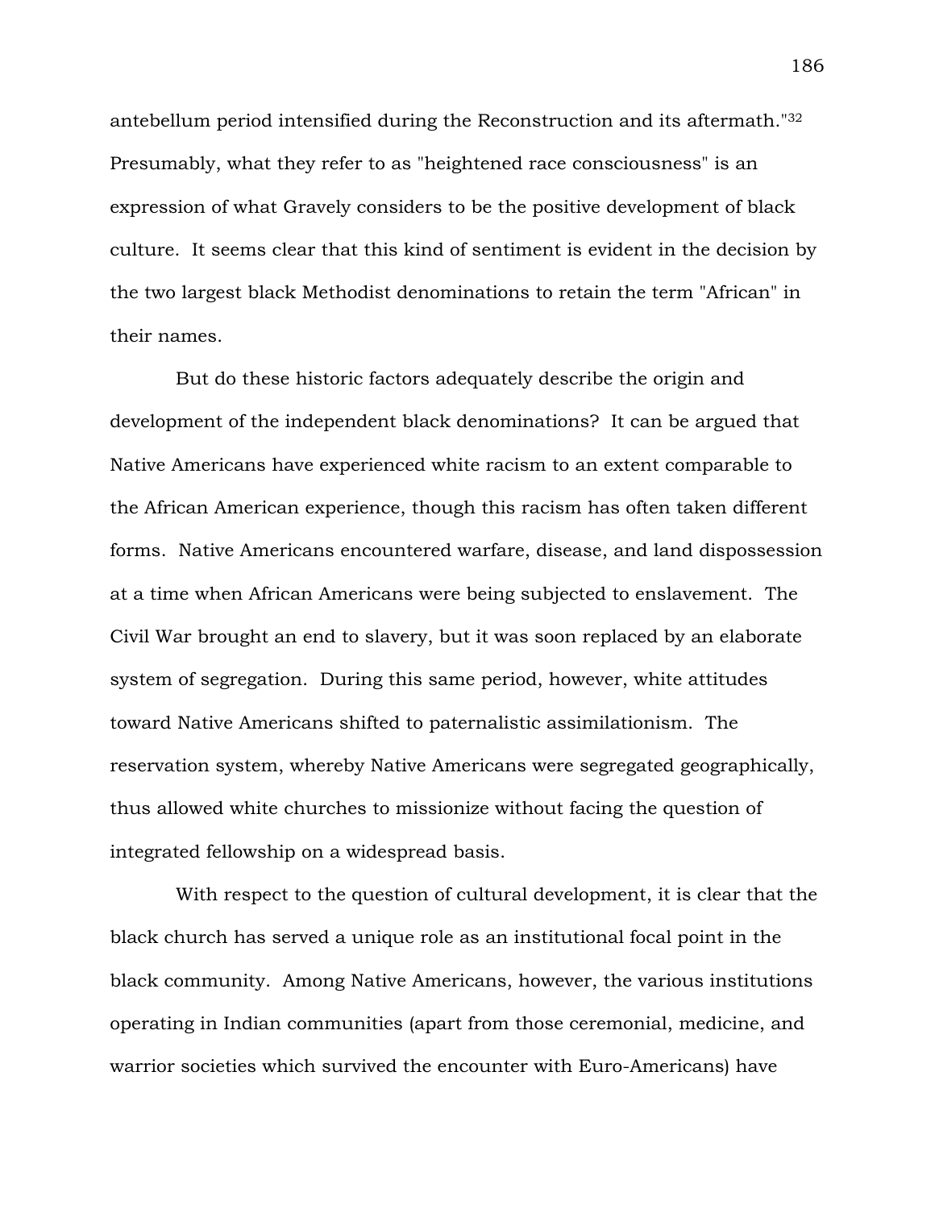antebellum period intensified during the Reconstruction and its aftermath."[32] Presumably, what they refer to as "heightened race consciousness" is an expression of what Gravely considers to be the positive development of black culture. It seems clear that this kind of sentiment is evident in the decision by the two largest black Methodist denominations to retain the term "African" in their names.

But do these historic factors adequately describe the origin and development of the independent black denominations? It can be argued that Native Americans have experienced white racism to an extent comparable to the African American experience, though this racism has often taken different forms. Native Americans encountered warfare, disease, and land dispossession at a time when African Americans were being subjected to enslavement. The Civil War brought an end to slavery, but it was soon replaced by an elaborate system of segregation. During this same period, however, white attitudes toward Native Americans shifted to paternalistic assimilationism. The reservation system, whereby Native Americans were segregated geographically, thus allowed white churches to missionize without facing the question of integrated fellowship on a widespread basis.

With respect to the question of cultural development, it is clear that the black church has served a unique role as an institutional focal point in the black community. Among Native Americans, however, the various institutions operating in Indian communities (apart from those ceremonial, medicine, and warrior societies which survived the encounter with Euro-Americans) have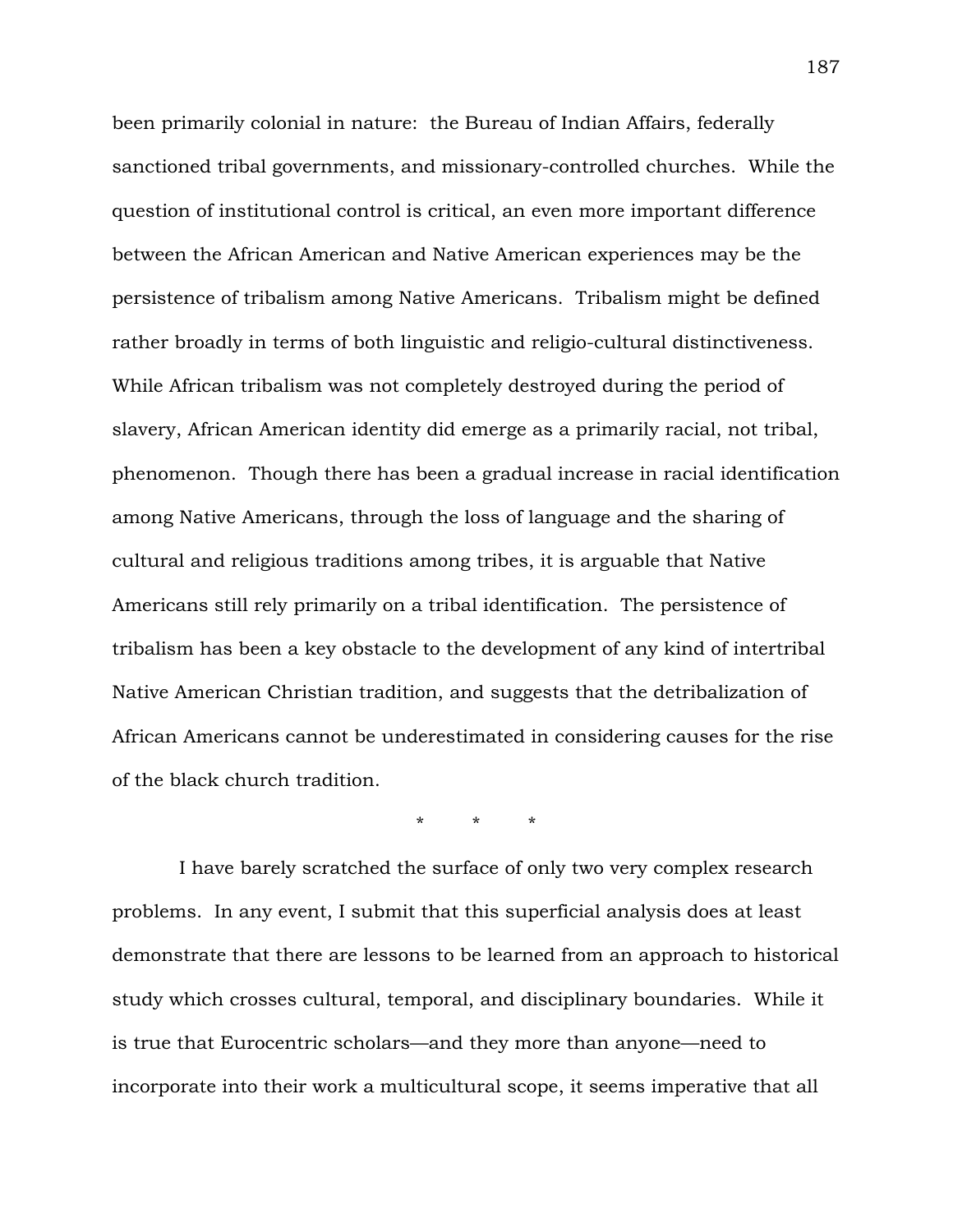been primarily colonial in nature: the Bureau of Indian Affairs, federally sanctioned tribal governments, and missionary-controlled churches. While the question of institutional control is critical, an even more important difference between the African American and Native American experiences may be the persistence of tribalism among Native Americans. Tribalism might be defined rather broadly in terms of both linguistic and religio-cultural distinctiveness. While African tribalism was not completely destroyed during the period of slavery, African American identity did emerge as a primarily racial, not tribal, phenomenon. Though there has been a gradual increase in racial identification among Native Americans, through the loss of language and the sharing of cultural and religious traditions among tribes, it is arguable that Native Americans still rely primarily on a tribal identification. The persistence of tribalism has been a key obstacle to the development of any kind of intertribal Native American Christian tradition, and suggests that the detribalization of African Americans cannot be underestimated in considering causes for the rise of the black church tradition.

\*        \*        \*

I have barely scratched the surface of only two very complex research problems. In any event, I submit that this superficial analysis does at least demonstrate that there are lessons to be learned from an approach to historical study which crosses cultural, temporal, and disciplinary boundaries. While it is true that Eurocentric scholars—and they more than anyone—need to incorporate into their work a multicultural scope, it seems imperative that all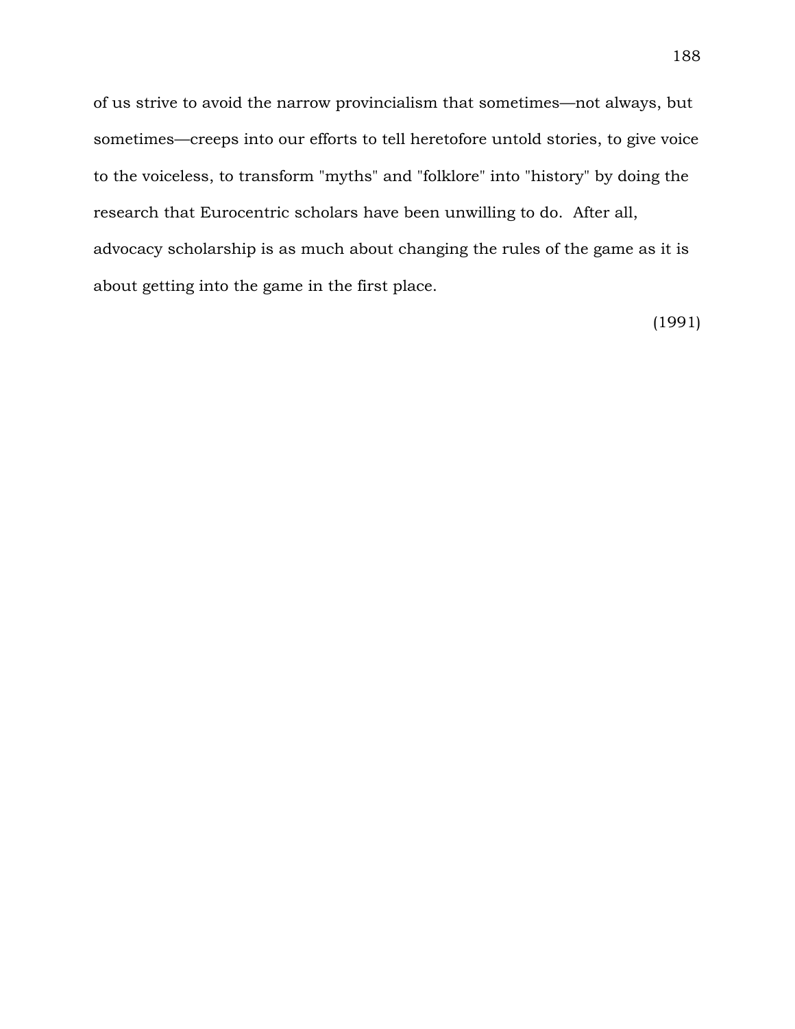of us strive to avoid the narrow provincialism that sometimes—not always, but sometimes—creeps into our efforts to tell heretofore untold stories, to give voice to the voiceless, to transform "myths" and "folklore" into "history" by doing the research that Eurocentric scholars have been unwilling to do. After all, advocacy scholarship is as much about changing the rules of the game as it is about getting into the game in the first place.

(1991)